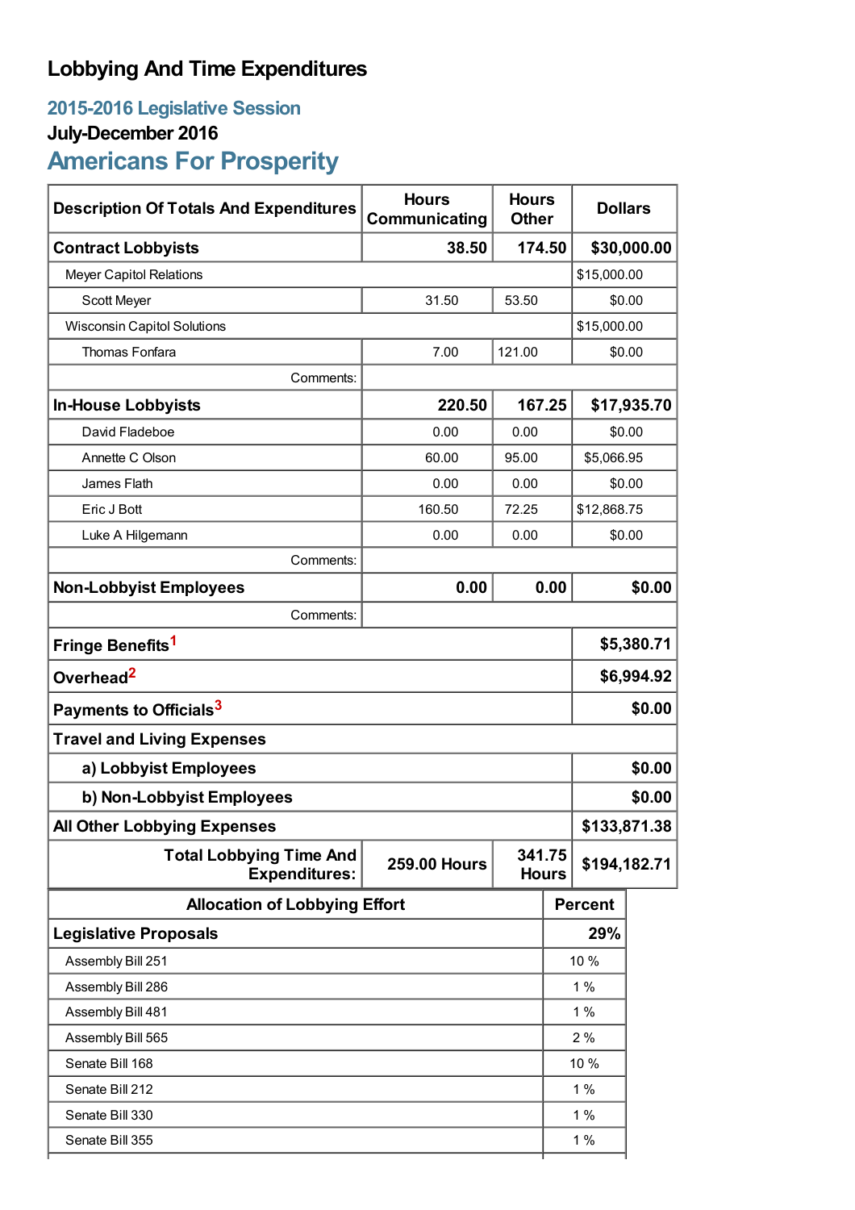# Lobbying And Time Expenditures

## 2015-2016 Legislative Session

### July-December 2016

## Americans For Prosperity

| Description Of Totals And Expenditures | Hours Communicating | Hours Other | Dollars |
|---|---|---|---|
| **Contract Lobbyists** | **38.50** | **174.50** | **$30,000.00** |
| Meyer Capitol Relations | | | $15,000.00 |
| Scott Meyer | 31.50 | 53.50 | $0.00 |
| Wisconsin Capitol Solutions | | | $15,000.00 |
| Thomas Fonfara | 7.00 | 121.00 | $0.00 |
| Comments: | | | |
| **In-House Lobbyists** | **220.50** | **167.25** | **$17,935.70** |
| David Fladeboe | 0.00 | 0.00 | $0.00 |
| Annette C Olson | 60.00 | 95.00 | $5,066.95 |
| James Flath | 0.00 | 0.00 | $0.00 |
| Eric J Bott | 160.50 | 72.25 | $12,868.75 |
| Luke A Hilgemann | 0.00 | 0.00 | $0.00 |
| Comments: | | | |
| **Non-Lobbyist Employees** | **0.00** | **0.00** | **$0.00** |
| Comments: | | | |
| **Fringe Benefits**[1] | | | **$5,380.71** |
| **Overhead**[2] | | | **$6,994.92** |
| **Payments to Officials**[3] | | | **$0.00** |
| **Travel and Living Expenses** | | | |
| **a) Lobbyist Employees** | | | **$0.00** |
| **b) Non-Lobbyist Employees** | | | **$0.00** |
| **All Other Lobbying Expenses** | | | **$133,871.38** |
| **Total Lobbying Time And Expenditures:** | **259.00 Hours** | **341.75 Hours** | **$194,182.71** |

| Allocation of Lobbying Effort | Percent |
|---|---|
| **Legislative Proposals** | **29%** |
| Assembly Bill 251 | 10 % |
| Assembly Bill 286 | 1 % |
| Assembly Bill 481 | 1 % |
| Assembly Bill 565 | 2 % |
| Senate Bill 168 | 10 % |
| Senate Bill 212 | 1 % |
| Senate Bill 330 | 1 % |
| Senate Bill 355 | 1 % |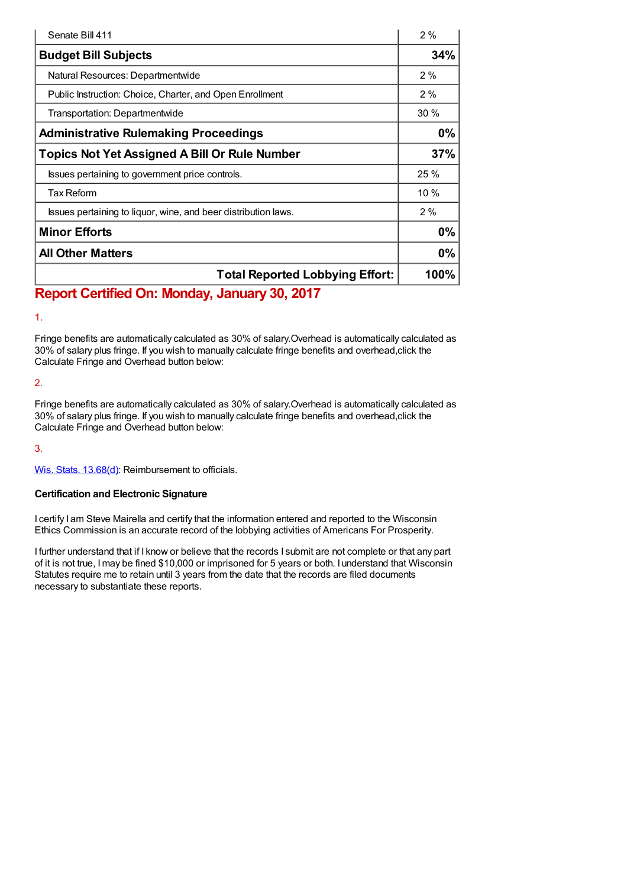| | |
|---|---|
| Senate Bill 411 | 2 % |
| **Budget Bill Subjects** | **34%** |
| Natural Resources: Departmentwide | 2 % |
| Public Instruction: Choice, Charter, and Open Enrollment | 2 % |
| Transportation: Departmentwide | 30 % |
| **Administrative Rulemaking Proceedings** | **0%** |
| **Topics Not Yet Assigned A Bill Or Rule Number** | **37%** |
| Issues pertaining to government price controls. | 25 % |
| Tax Reform | 10 % |
| Issues pertaining to liquor, wine, and beer distribution laws. | 2 % |
| **Minor Efforts** | **0%** |
| **All Other Matters** | **0%** |
| **Total Reported Lobbying Effort:** | **100%** |

## Report Certified On: Monday, January 30, 2017

1.

Fringe benefits are automatically calculated as 30% of salary.Overhead is automatically calculated as 30% of salary plus fringe. If you wish to manually calculate fringe benefits and overhead,click the Calculate Fringe and Overhead button below:

2.

Fringe benefits are automatically calculated as 30% of salary.Overhead is automatically calculated as 30% of salary plus fringe. If you wish to manually calculate fringe benefits and overhead,click the Calculate Fringe and Overhead button below:

3.

Wis. Stats. 13.68(d): Reimbursement to officials.

**Certification and Electronic Signature**

I certify I am Steve Mairella and certify that the information entered and reported to the Wisconsin Ethics Commission is an accurate record of the lobbying activities of Americans For Prosperity.

I further understand that if I know or believe that the records I submit are not complete or that any part of it is not true, I may be fined $10,000 or imprisoned for 5 years or both. I understand that Wisconsin Statutes require me to retain until 3 years from the date that the records are filed documents necessary to substantiate these reports.